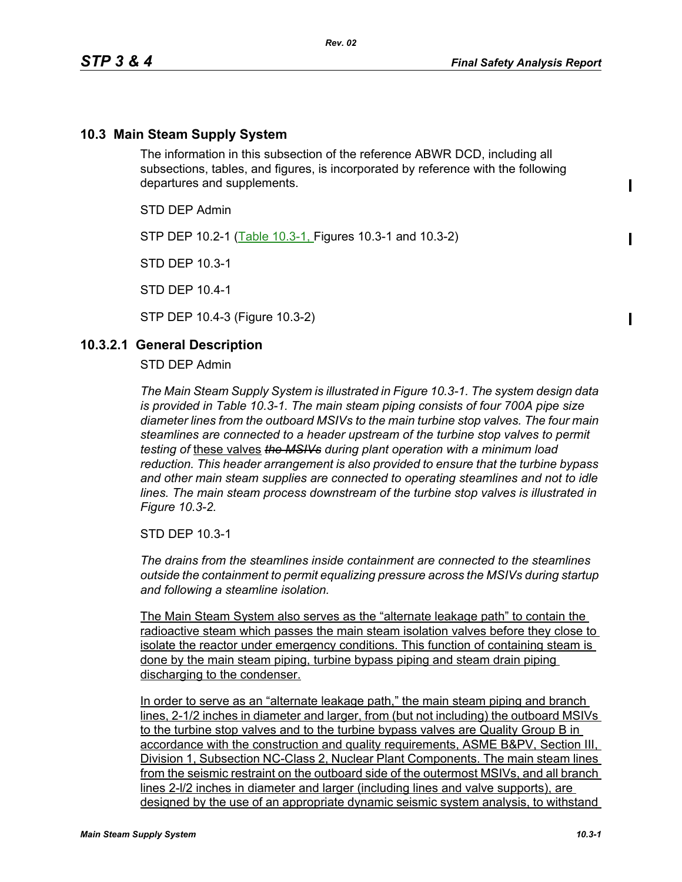## 10.3 Main Steam Supply System

The information in this subsection of the reference ABWR DCD, including all subsections, tables, and figures, is incorporated by reference with the following departures and supplements.

STD DEP Admin

STP DEP 10.2-1 (<u>Table 10.3-1,</u> Figures 10.3-1 and 10.3-2)

STD DEP 10.3-1

STD DEP 10.4-1

STP DEP 10.4-3 (Figure 10.3-2)

### 10.3.2.1 General Description

STD DEP Admin

*The Main Steam Supply System is illustrated in Figure 10.3-1. The system design data is provided in Table 10.3-1. The main steam piping consists of four 700A pipe size diameter lines from the outboard MSIVs to the main turbine stop valves. The four main steamlines are connected to a header upstream of the turbine stop valves to permit testing of* <u>these valves</u> ~~*the MSIVs*~~ *during plant operation with a minimum load reduction. This header arrangement is also provided to ensure that the turbine bypass and other main steam supplies are connected to operating steamlines and not to idle lines. The main steam process downstream of the turbine stop valves is illustrated in Figure 10.3-2.*

STD DEP 10.3-1

*The drains from the steamlines inside containment are connected to the steamlines outside the containment to permit equalizing pressure across the MSIVs during startup and following a steamline isolation.*

<u>The Main Steam System also serves as the "alternate leakage path" to contain the radioactive steam which passes the main steam isolation valves before they close to isolate the reactor under emergency conditions. This function of containing steam is done by the main steam piping, turbine bypass piping and steam drain piping discharging to the condenser.</u>

<u>In order to serve as an "alternate leakage path," the main steam piping and branch lines, 2-1/2 inches in diameter and larger, from (but not including) the outboard MSIVs to the turbine stop valves and to the turbine bypass valves are Quality Group B in accordance with the construction and quality requirements, ASME B&PV, Section III, Division 1, Subsection NC-Class 2, Nuclear Plant Components. The main steam lines from the seismic restraint on the outboard side of the outermost MSIVs, and all branch lines 2-l/2 inches in diameter and larger (including lines and valve supports), are designed by the use of an appropriate dynamic seismic system analysis, to withstand</u>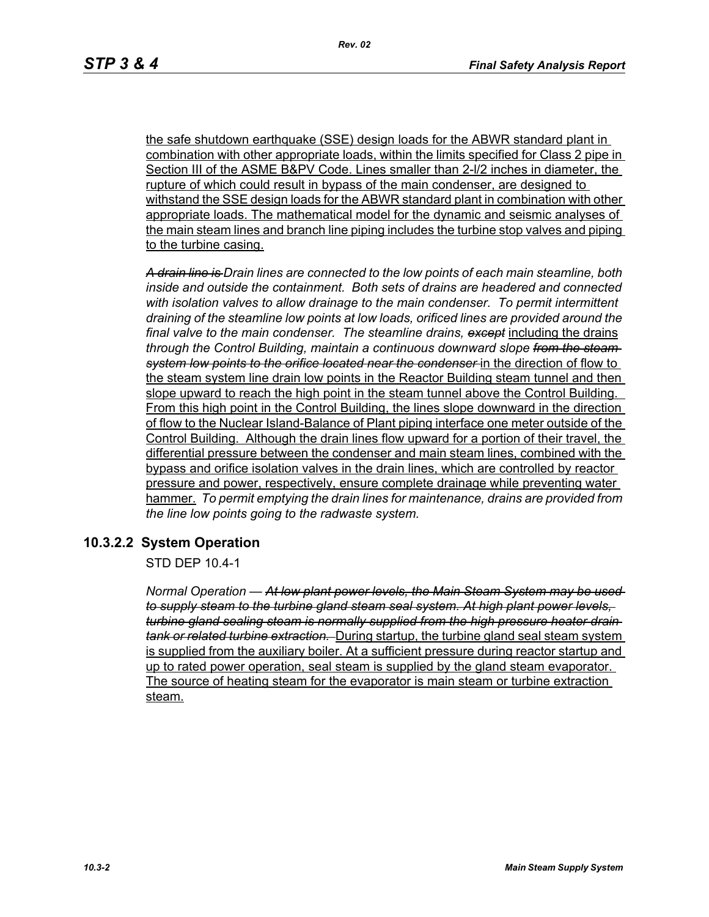the safe shutdown earthquake (SSE) design loads for the ABWR standard plant in combination with other appropriate loads, within the limits specified for Class 2 pipe in Section III of the ASME B&PV Code. Lines smaller than 2-l/2 inches in diameter, the rupture of which could result in bypass of the main condenser, are designed to withstand the SSE design loads for the ABWR standard plant in combination with other appropriate loads. The mathematical model for the dynamic and seismic analyses of the main steam lines and branch line piping includes the turbine stop valves and piping to the turbine casing.

~~*A drain line is*~~ *Drain lines are connected to the low points of each main steamline, both inside and outside the containment. Both sets of drains are headered and connected with isolation valves to allow drainage to the main condenser. To permit intermittent draining of the steamline low points at low loads, orificed lines are provided around the final valve to the main condenser. The steamline drains,* ~~*except*~~ including the drains *through the Control Building, maintain a continuous downward slope* ~~*from the steam system low points to the orifice located near the condenser*~~ in the direction of flow to the steam system line drain low points in the Reactor Building steam tunnel and then slope upward to reach the high point in the steam tunnel above the Control Building. From this high point in the Control Building, the lines slope downward in the direction of flow to the Nuclear Island-Balance of Plant piping interface one meter outside of the Control Building. Although the drain lines flow upward for a portion of their travel, the differential pressure between the condenser and main steam lines, combined with the bypass and orifice isolation valves in the drain lines, which are controlled by reactor pressure and power, respectively, ensure complete drainage while preventing water hammer. *To permit emptying the drain lines for maintenance, drains are provided from the line low points going to the radwaste system.*

### 10.3.2.2 System Operation

STD DEP 10.4-1

*Normal Operation —* ~~*At low plant power levels, the Main Steam System may be used to supply steam to the turbine gland steam seal system. At high plant power levels, turbine gland sealing steam is normally supplied from the high pressure heater drain tank or related turbine extraction.*~~ During startup, the turbine gland seal steam system is supplied from the auxiliary boiler. At a sufficient pressure during reactor startup and up to rated power operation, seal steam is supplied by the gland steam evaporator. The source of heating steam for the evaporator is main steam or turbine extraction steam.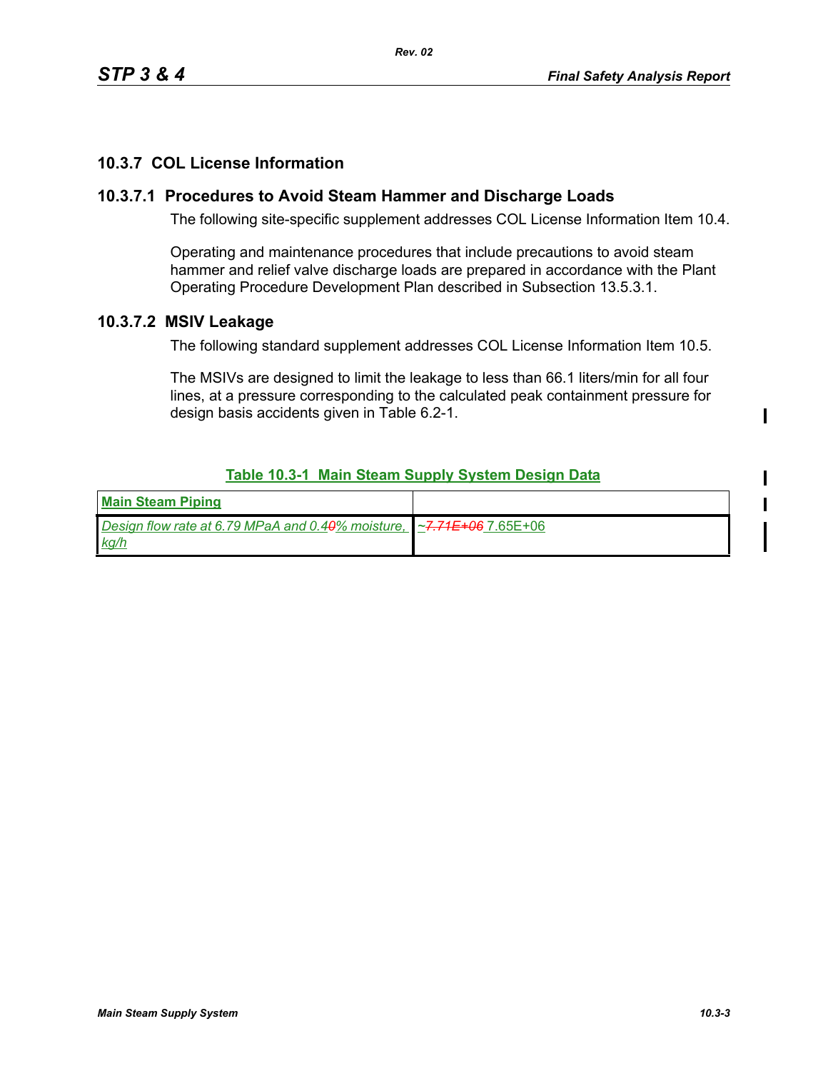## 10.3.7 COL License Information

### 10.3.7.1 Procedures to Avoid Steam Hammer and Discharge Loads

The following site-specific supplement addresses COL License Information Item 10.4.

Operating and maintenance procedures that include precautions to avoid steam hammer and relief valve discharge loads are prepared in accordance with the Plant Operating Procedure Development Plan described in Subsection 13.5.3.1.

### 10.3.7.2 MSIV Leakage

The following standard supplement addresses COL License Information Item 10.5.

The MSIVs are designed to limit the leakage to less than 66.1 liters/min for all four lines, at a pressure corresponding to the calculated peak containment pressure for design basis accidents given in Table 6.2-1.

**Table 10.3-1 Main Steam Supply System Design Data**

| **Main Steam Piping** | |
|---|---|
| *Design flow rate at 6.79 MPaA and 0.40% moisture, kg/h* | ~~~7.71E+06~~ 7.65E+06 |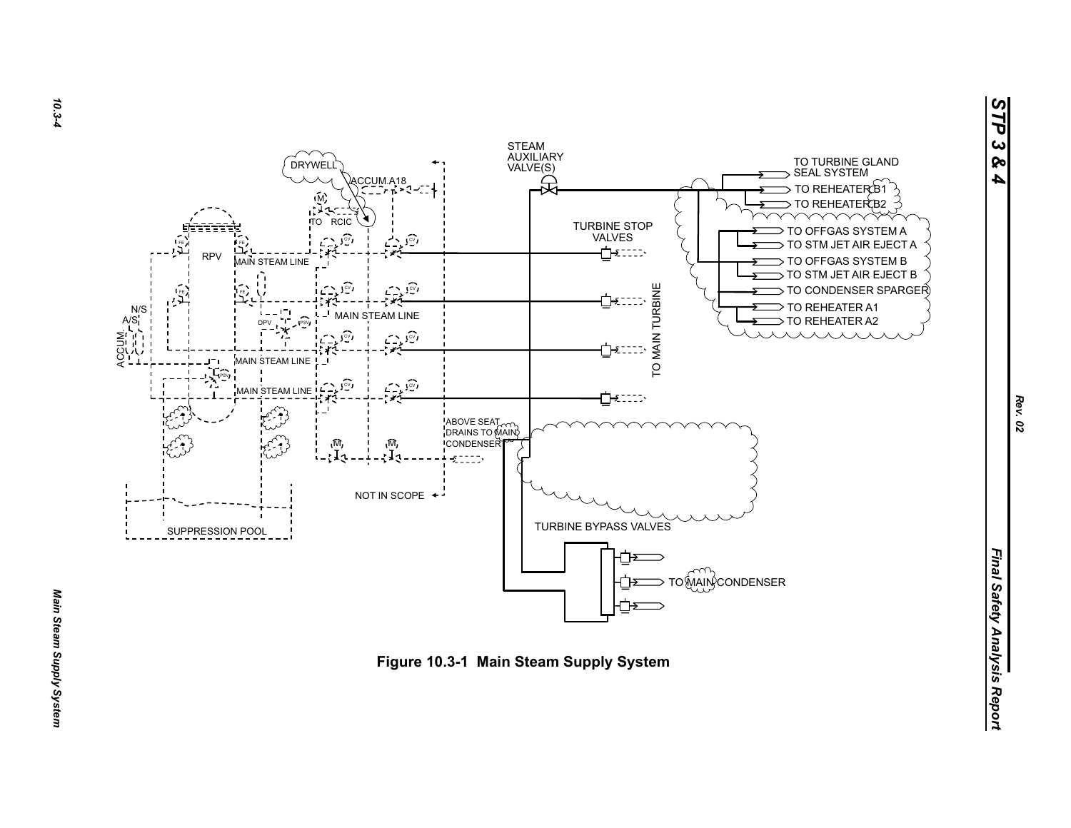STEAM AUXILIARY VALVE(S)

DRYWELL

ACCUM.A18

TO RCIC

RPV

MAIN STEAM LINE

N/S

A/S

ACCUM.

DPV

MAIN STEAM LINE

MAIN STEAM LINE

MAIN STEAM LINE

SUPPRESSION POOL

ABOVE SEAT DRAINS TO MAIN CONDENSER

NOT IN SCOPE

TURBINE STOP VALVES

TO MAIN TURBINE

TURBINE BYPASS VALVES

TO MAIN CONDENSER

TO TURBINE GLAND SEAL SYSTEM

TO REHEATER B1

TO REHEATER B2

TO OFFGAS SYSTEM A

TO STM JET AIR EJECT A

TO OFFGAS SYSTEM B

TO STM JET AIR EJECT B

TO CONDENSER SPARGER

TO REHEATER A1

TO REHEATER A2

**Figure 10.3-1 Main Steam Supply System**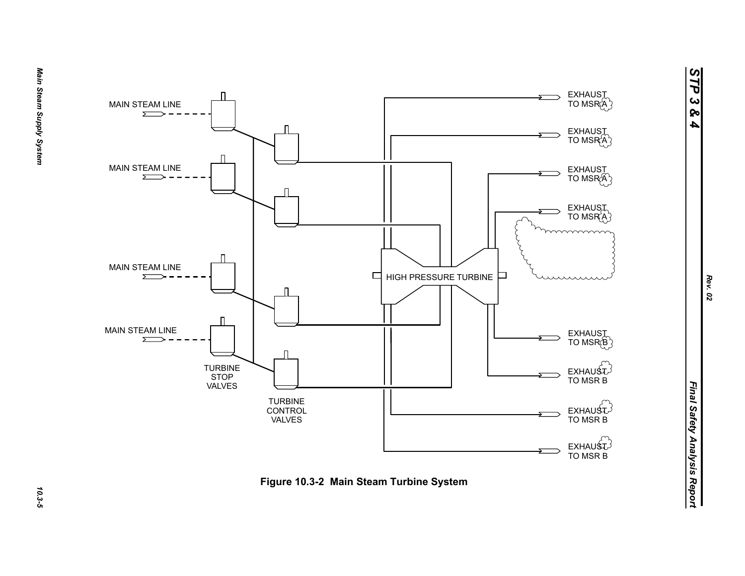MAIN STEAM LINE

MAIN STEAM LINE

MAIN STEAM LINE

MAIN STEAM LINE

TURBINE STOP VALVES

TURBINE CONTROL VALVES

HIGH PRESSURE TURBINE

EXHAUST TO MSR A

EXHAUST TO MSR A

EXHAUST TO MSR A

EXHAUST TO MSR A

EXHAUST TO MSR B

EXHAUST TO MSR B

EXHAUST TO MSR B

EXHAUST TO MSR B

**Figure 10.3-2 Main Steam Turbine System**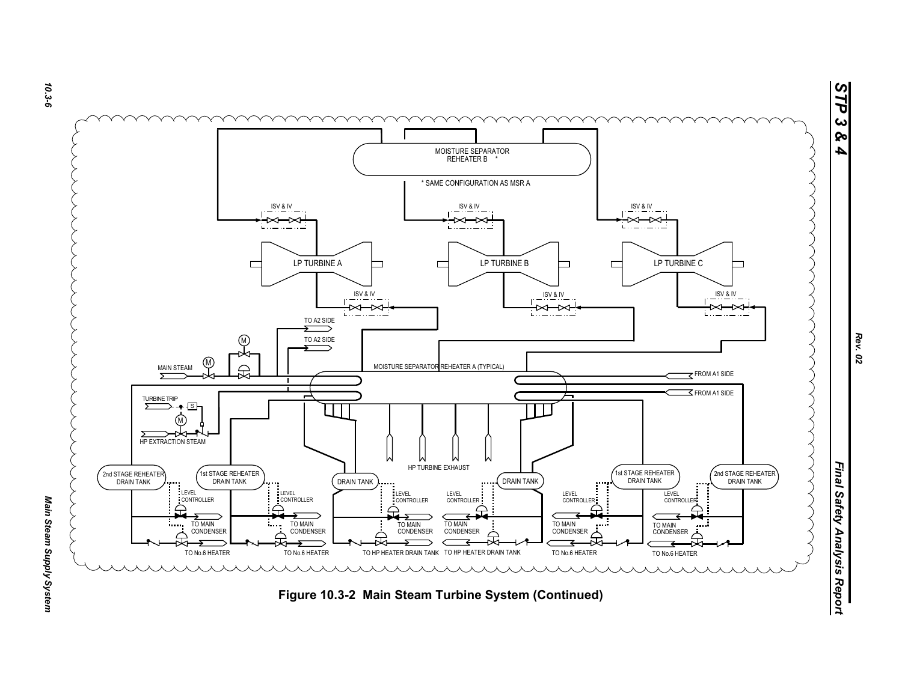MOISTURE SEPARATOR
REHEATER B *

* SAME CONFIGURATION AS MSR A

ISV & IV

ISV & IV

ISV & IV

LP TURBINE A

LP TURBINE B

LP TURBINE C

ISV & IV

ISV & IV

ISV & IV

TO A2 SIDE

TO A2 SIDE

MAIN STEAM

MOISTURE SEPARATOR REHEATER A (TYPICAL)

FROM A1 SIDE

FROM A1 SIDE

TURBINE TRIP

HP EXTRACTION STEAM

HP TURBINE EXHAUST

2nd STAGE REHEATER DRAIN TANK

1st STAGE REHEATER DRAIN TANK

DRAIN TANK

DRAIN TANK

1st STAGE REHEATER DRAIN TANK

2nd STAGE REHEATER DRAIN TANK

LEVEL CONTROLLER

LEVEL CONTROLLER

LEVEL CONTROLLER

LEVEL CONTROLLER

LEVEL CONTROLLER

LEVEL CONTROLLER

TO MAIN CONDENSER

TO MAIN CONDENSER

TO MAIN CONDENSER

TO MAIN CONDENSER

TO MAIN CONDENSER

TO MAIN CONDENSER

TO No.6 HEATER

TO No.6 HEATER

TO HP HEATER DRAIN TANK

TO HP HEATER DRAIN TANK

TO No.6 HEATER

TO No.6 HEATER

**Figure 10.3-2 Main Steam Turbine System (Continued)**